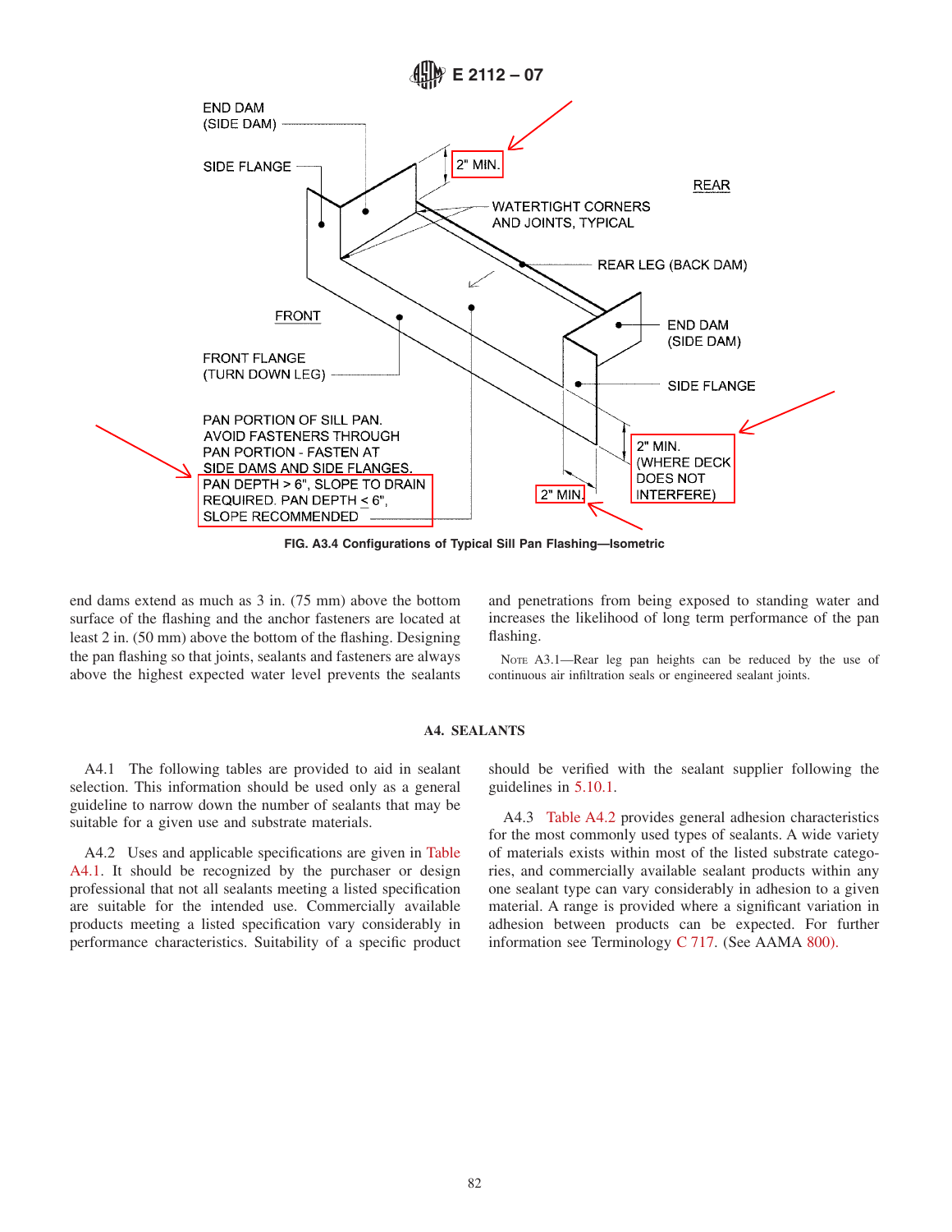END DAM (SIDE DAM)

SIDE FLANGE

2" MIN.

REAR

WATERTIGHT CORNERS AND JOINTS, TYPICAL

REAR LEG (BACK DAM)

FRONT

END DAM (SIDE DAM)

FRONT FLANGE (TURN DOWN LEG)

SIDE FLANGE

PAN PORTION OF SILL PAN. AVOID FASTENERS THROUGH PAN PORTION - FASTEN AT SIDE DAMS AND SIDE FLANGES. PAN DEPTH > 6", SLOPE TO DRAIN REQUIRED. PAN DEPTH ≤ 6", SLOPE RECOMMENDED

2" MIN. (WHERE DECK DOES NOT INTERFERE)

2" MIN.

**FIG. A3.4 Configurations of Typical Sill Pan Flashing—Isometric**

end dams extend as much as 3 in. (75 mm) above the bottom surface of the flashing and the anchor fasteners are located at least 2 in. (50 mm) above the bottom of the flashing. Designing the pan flashing so that joints, sealants and fasteners are always above the highest expected water level prevents the sealants and penetrations from being exposed to standing water and increases the likelihood of long term performance of the pan flashing.

NOTE A3.1—Rear leg pan heights can be reduced by the use of continuous air infiltration seals or engineered sealant joints.

## A4. SEALANTS

A4.1 The following tables are provided to aid in sealant selection. This information should be used only as a general guideline to narrow down the number of sealants that may be suitable for a given use and substrate materials.

A4.2 Uses and applicable specifications are given in Table A4.1. It should be recognized by the purchaser or design professional that not all sealants meeting a listed specification are suitable for the intended use. Commercially available products meeting a listed specification vary considerably in performance characteristics. Suitability of a specific product should be verified with the sealant supplier following the guidelines in 5.10.1.

A4.3 Table A4.2 provides general adhesion characteristics for the most commonly used types of sealants. A wide variety of materials exists within most of the listed substrate categories, and commercially available sealant products within any one sealant type can vary considerably in adhesion to a given material. A range is provided where a significant variation in adhesion between products can be expected. For further information see Terminology C 717. (See AAMA 800).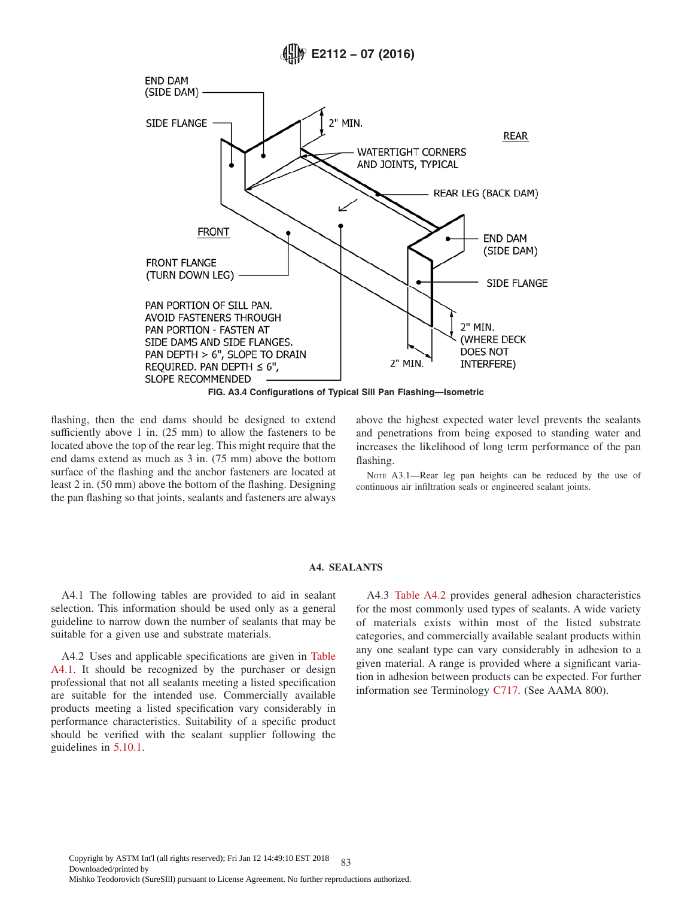END DAM
(SIDE DAM)

SIDE FLANGE

2" MIN.

REAR

WATERTIGHT CORNERS
AND JOINTS, TYPICAL

REAR LEG (BACK DAM)

FRONT

END DAM
(SIDE DAM)

FRONT FLANGE
(TURN DOWN LEG)

SIDE FLANGE

PAN PORTION OF SILL PAN.
AVOID FASTENERS THROUGH
PAN PORTION - FASTEN AT
SIDE DAMS AND SIDE FLANGES.
PAN DEPTH > 6", SLOPE TO DRAIN
REQUIRED. PAN DEPTH ≤ 6",
SLOPE RECOMMENDED

2" MIN.
(WHERE DECK
DOES NOT
INTERFERE)

2" MIN.

**FIG. A3.4 Configurations of Typical Sill Pan Flashing—Isometric**

flashing, then the end dams should be designed to extend sufficiently above 1 in. (25 mm) to allow the fasteners to be located above the top of the rear leg. This might require that the end dams extend as much as 3 in. (75 mm) above the bottom surface of the flashing and the anchor fasteners are located at least 2 in. (50 mm) above the bottom of the flashing. Designing the pan flashing so that joints, sealants and fasteners are always above the highest expected water level prevents the sealants and penetrations from being exposed to standing water and increases the likelihood of long term performance of the pan flashing.

NOTE A3.1—Rear leg pan heights can be reduced by the use of continuous air infiltration seals or engineered sealant joints.

## A4. SEALANTS

A4.1 The following tables are provided to aid in sealant selection. This information should be used only as a general guideline to narrow down the number of sealants that may be suitable for a given use and substrate materials.

A4.2 Uses and applicable specifications are given in Table A4.1. It should be recognized by the purchaser or design professional that not all sealants meeting a listed specification are suitable for the intended use. Commercially available products meeting a listed specification vary considerably in performance characteristics. Suitability of a specific product should be verified with the sealant supplier following the guidelines in 5.10.1.

A4.3 Table A4.2 provides general adhesion characteristics for the most commonly used types of sealants. A wide variety of materials exists within most of the listed substrate categories, and commercially available sealant products within any one sealant type can vary considerably in adhesion to a given material. A range is provided where a significant variation in adhesion between products can be expected. For further information see Terminology C717. (See AAMA 800).